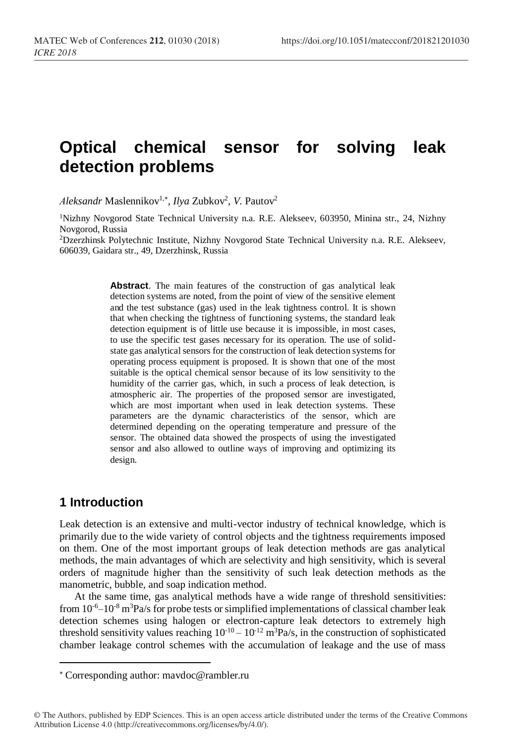# Optical chemical sensor for solving leak detection problems

*Aleksandr* Maslennikov[1,*], *Ilya* Zubkov[2], *V.* Pautov[2]

[1]Nizhny Novgorod State Technical University n.a. R.E. Alekseev, 603950, Minina str., 24, Nizhny Novgorod, Russia

[2]Dzerzhinsk Polytechnic Institute, Nizhny Novgorod State Technical University n.a. R.E. Alekseev, 606039, Gaidara str., 49, Dzerzhinsk, Russia

**Abstract**. The main features of the construction of gas analytical leak detection systems are noted, from the point of view of the sensitive element and the test substance (gas) used in the leak tightness control. It is shown that when checking the tightness of functioning systems, the standard leak detection equipment is of little use because it is impossible, in most cases, to use the specific test gases necessary for its operation. The use of solid-state gas analytical sensors for the construction of leak detection systems for operating process equipment is proposed. It is shown that one of the most suitable is the optical chemical sensor because of its low sensitivity to the humidity of the carrier gas, which, in such a process of leak detection, is atmospheric air. The properties of the proposed sensor are investigated, which are most important when used in leak detection systems. These parameters are the dynamic characteristics of the sensor, which are determined depending on the operating temperature and pressure of the sensor. The obtained data showed the prospects of using the investigated sensor and also allowed to outline ways of improving and optimizing its design.

## 1 Introduction

Leak detection is an extensive and multi-vector industry of technical knowledge, which is primarily due to the wide variety of control objects and the tightness requirements imposed on them. One of the most important groups of leak detection methods are gas analytical methods, the main advantages of which are selectivity and high sensitivity, which is several orders of magnitude higher than the sensitivity of such leak detection methods as the manometric, bubble, and soap indication method.

At the same time, gas analytical methods have a wide range of threshold sensitivities: from $10^{-6}$–$10^{-8}$ $m^3Pa/s$ for probe tests or simplified implementations of classical chamber leak detection schemes using halogen or electron-capture leak detectors to extremely high threshold sensitivity values reaching $10^{-10}$ – $10^{-12}$ $m^3Pa/s$, in the construction of sophisticated chamber leakage control schemes with the accumulation of leakage and the use of mass

* Corresponding author: mavdoc@rambler.ru

© The Authors, published by EDP Sciences. This is an open access article distributed under the terms of the Creative Commons Attribution License 4.0 (http://creativecommons.org/licenses/by/4.0/).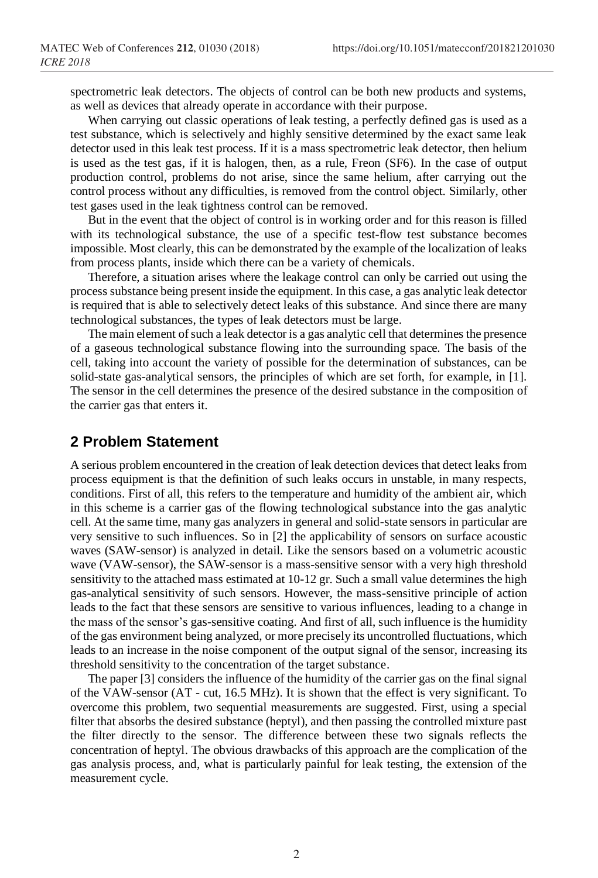spectrometric leak detectors. The objects of control can be both new products and systems, as well as devices that already operate in accordance with their purpose.

When carrying out classic operations of leak testing, a perfectly defined gas is used as a test substance, which is selectively and highly sensitive determined by the exact same leak detector used in this leak test process. If it is a mass spectrometric leak detector, then helium is used as the test gas, if it is halogen, then, as a rule, Freon ($SF_6$). In the case of output production control, problems do not arise, since the same helium, after carrying out the control process without any difficulties, is removed from the control object. Similarly, other test gases used in the leak tightness control can be removed.

But in the event that the object of control is in working order and for this reason is filled with its technological substance, the use of a specific test-flow test substance becomes impossible. Most clearly, this can be demonstrated by the example of the localization of leaks from process plants, inside which there can be a variety of chemicals.

Therefore, a situation arises where the leakage control can only be carried out using the process substance being present inside the equipment. In this case, a gas analytic leak detector is required that is able to selectively detect leaks of this substance. And since there are many technological substances, the types of leak detectors must be large.

The main element of such a leak detector is a gas analytic cell that determines the presence of a gaseous technological substance flowing into the surrounding space. The basis of the cell, taking into account the variety of possible for the determination of substances, can be solid-state gas-analytical sensors, the principles of which are set forth, for example, in [1]. The sensor in the cell determines the presence of the desired substance in the composition of the carrier gas that enters it.

## 2 Problem Statement

A serious problem encountered in the creation of leak detection devices that detect leaks from process equipment is that the definition of such leaks occurs in unstable, in many respects, conditions. First of all, this refers to the temperature and humidity of the ambient air, which in this scheme is a carrier gas of the flowing technological substance into the gas analytic cell. At the same time, many gas analyzers in general and solid-state sensors in particular are very sensitive to such influences. So in [2] the applicability of sensors on surface acoustic waves (SAW-sensor) is analyzed in detail. Like the sensors based on a volumetric acoustic wave (VAW-sensor), the SAW-sensor is a mass-sensitive sensor with a very high threshold sensitivity to the attached mass estimated at 10-12 gr. Such a small value determines the high gas-analytical sensitivity of such sensors. However, the mass-sensitive principle of action leads to the fact that these sensors are sensitive to various influences, leading to a change in the mass of the sensor's gas-sensitive coating. And first of all, such influence is the humidity of the gas environment being analyzed, or more precisely its uncontrolled fluctuations, which leads to an increase in the noise component of the output signal of the sensor, increasing its threshold sensitivity to the concentration of the target substance.

The paper [3] considers the influence of the humidity of the carrier gas on the final signal of the VAW-sensor (AT - cut, 16.5 MHz). It is shown that the effect is very significant. To overcome this problem, two sequential measurements are suggested. First, using a special filter that absorbs the desired substance (heptyl), and then passing the controlled mixture past the filter directly to the sensor. The difference between these two signals reflects the concentration of heptyl. The obvious drawbacks of this approach are the complication of the gas analysis process, and, what is particularly painful for leak testing, the extension of the measurement cycle.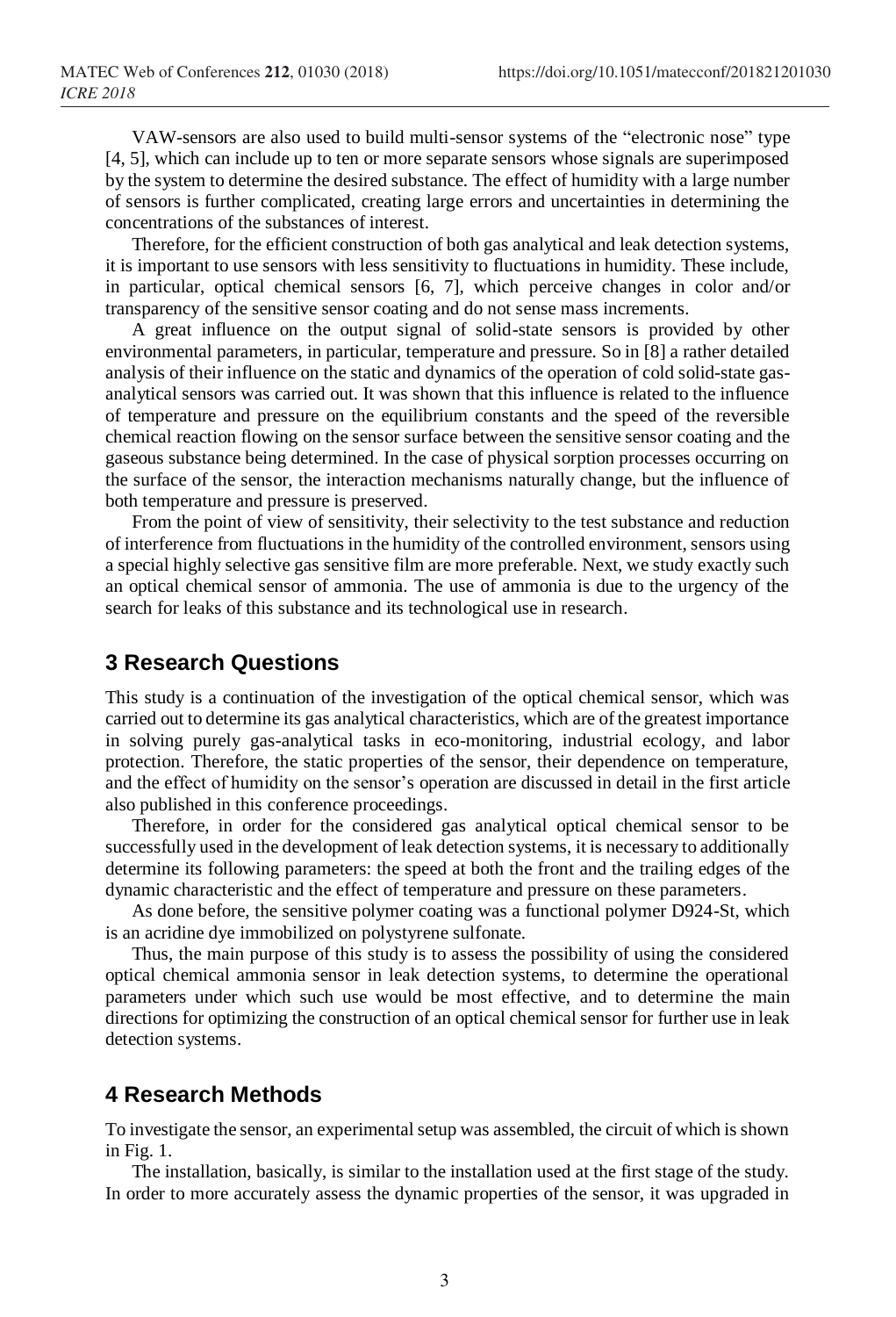VAW-sensors are also used to build multi-sensor systems of the "electronic nose" type [4, 5], which can include up to ten or more separate sensors whose signals are superimposed by the system to determine the desired substance. The effect of humidity with a large number of sensors is further complicated, creating large errors and uncertainties in determining the concentrations of the substances of interest.

Therefore, for the efficient construction of both gas analytical and leak detection systems, it is important to use sensors with less sensitivity to fluctuations in humidity. These include, in particular, optical chemical sensors [6, 7], which perceive changes in color and/or transparency of the sensitive sensor coating and do not sense mass increments.

A great influence on the output signal of solid-state sensors is provided by other environmental parameters, in particular, temperature and pressure. So in [8] a rather detailed analysis of their influence on the static and dynamics of the operation of cold solid-state gas-analytical sensors was carried out. It was shown that this influence is related to the influence of temperature and pressure on the equilibrium constants and the speed of the reversible chemical reaction flowing on the sensor surface between the sensitive sensor coating and the gaseous substance being determined. In the case of physical sorption processes occurring on the surface of the sensor, the interaction mechanisms naturally change, but the influence of both temperature and pressure is preserved.

From the point of view of sensitivity, their selectivity to the test substance and reduction of interference from fluctuations in the humidity of the controlled environment, sensors using a special highly selective gas sensitive film are more preferable. Next, we study exactly such an optical chemical sensor of ammonia. The use of ammonia is due to the urgency of the search for leaks of this substance and its technological use in research.

## 3 Research Questions

This study is a continuation of the investigation of the optical chemical sensor, which was carried out to determine its gas analytical characteristics, which are of the greatest importance in solving purely gas-analytical tasks in eco-monitoring, industrial ecology, and labor protection. Therefore, the static properties of the sensor, their dependence on temperature, and the effect of humidity on the sensor's operation are discussed in detail in the first article also published in this conference proceedings.

Therefore, in order for the considered gas analytical optical chemical sensor to be successfully used in the development of leak detection systems, it is necessary to additionally determine its following parameters: the speed at both the front and the trailing edges of the dynamic characteristic and the effect of temperature and pressure on these parameters.

As done before, the sensitive polymer coating was a functional polymer D924-St, which is an acridine dye immobilized on polystyrene sulfonate.

Thus, the main purpose of this study is to assess the possibility of using the considered optical chemical ammonia sensor in leak detection systems, to determine the operational parameters under which such use would be most effective, and to determine the main directions for optimizing the construction of an optical chemical sensor for further use in leak detection systems.

## 4 Research Methods

To investigate the sensor, an experimental setup was assembled, the circuit of which is shown in Fig. 1.

The installation, basically, is similar to the installation used at the first stage of the study. In order to more accurately assess the dynamic properties of the sensor, it was upgraded in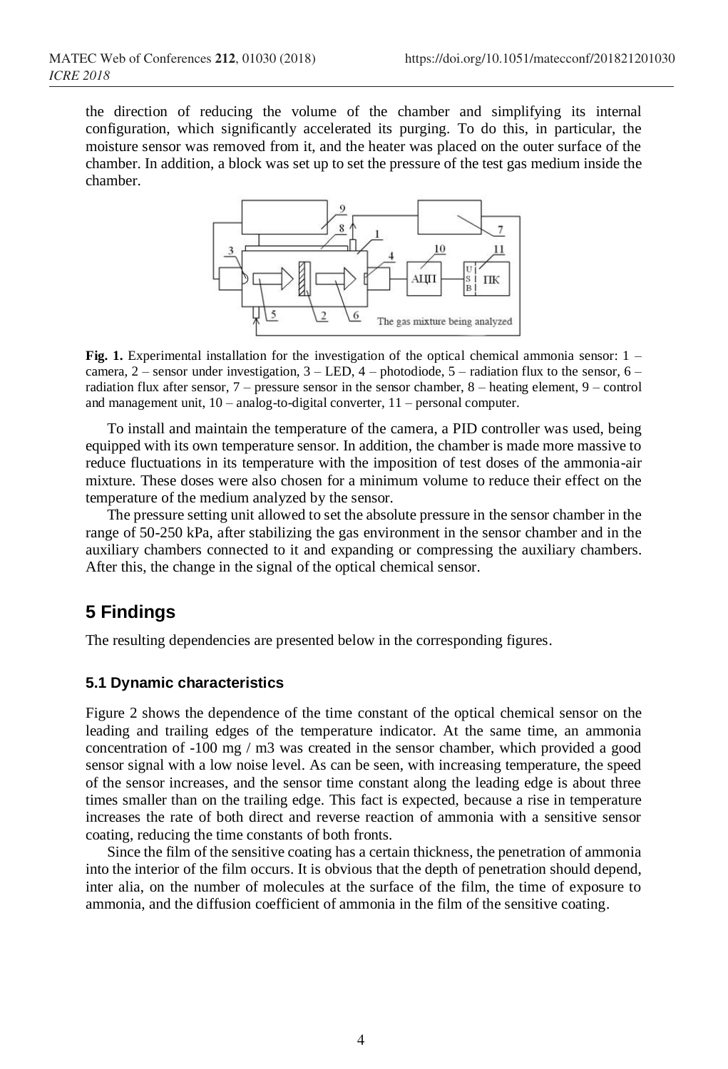the direction of reducing the volume of the chamber and simplifying its internal configuration, which significantly accelerated its purging. To do this, in particular, the moisture sensor was removed from it, and the heater was placed on the outer surface of the chamber. In addition, a block was set up to set the pressure of the test gas medium inside the chamber.

**Fig. 1.** Experimental installation for the investigation of the optical chemical ammonia sensor: 1 – camera, 2 – sensor under investigation, 3 – LED, 4 – photodiode, 5 – radiation flux to the sensor, 6 – radiation flux after sensor, 7 – pressure sensor in the sensor chamber, 8 – heating element, 9 – control and management unit, 10 – analog-to-digital converter, 11 – personal computer.

To install and maintain the temperature of the camera, a PID controller was used, being equipped with its own temperature sensor. In addition, the chamber is made more massive to reduce fluctuations in its temperature with the imposition of test doses of the ammonia-air mixture. These doses were also chosen for a minimum volume to reduce their effect on the temperature of the medium analyzed by the sensor.

The pressure setting unit allowed to set the absolute pressure in the sensor chamber in the range of 50-250 kPa, after stabilizing the gas environment in the sensor chamber and in the auxiliary chambers connected to it and expanding or compressing the auxiliary chambers. After this, the change in the signal of the optical chemical sensor.

## 5 Findings

The resulting dependencies are presented below in the corresponding figures.

### 5.1 Dynamic characteristics

Figure 2 shows the dependence of the time constant of the optical chemical sensor on the leading and trailing edges of the temperature indicator. At the same time, an ammonia concentration of -100 mg / m3 was created in the sensor chamber, which provided a good sensor signal with a low noise level. As can be seen, with increasing temperature, the speed of the sensor increases, and the sensor time constant along the leading edge is about three times smaller than on the trailing edge. This fact is expected, because a rise in temperature increases the rate of both direct and reverse reaction of ammonia with a sensitive sensor coating, reducing the time constants of both fronts.

Since the film of the sensitive coating has a certain thickness, the penetration of ammonia into the interior of the film occurs. It is obvious that the depth of penetration should depend, inter alia, on the number of molecules at the surface of the film, the time of exposure to ammonia, and the diffusion coefficient of ammonia in the film of the sensitive coating.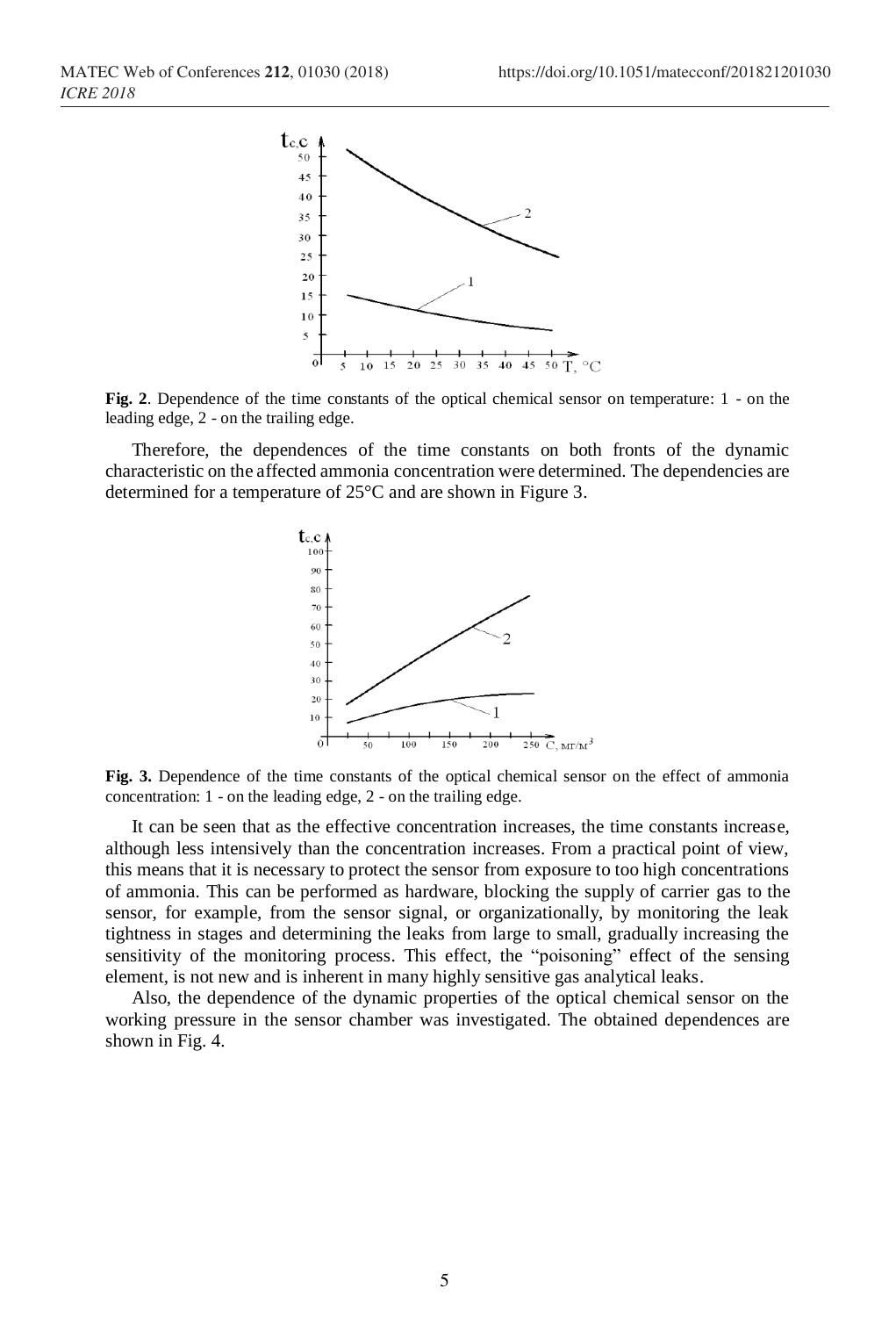**Fig. 2**. Dependence of the time constants of the optical chemical sensor on temperature: 1 - on the leading edge, 2 - on the trailing edge.

Therefore, the dependences of the time constants on both fronts of the dynamic characteristic on the affected ammonia concentration were determined. The dependencies are determined for a temperature of 25°C and are shown in Figure 3.

**Fig. 3.** Dependence of the time constants of the optical chemical sensor on the effect of ammonia concentration: 1 - on the leading edge, 2 - on the trailing edge.

It can be seen that as the effective concentration increases, the time constants increase, although less intensively than the concentration increases. From a practical point of view, this means that it is necessary to protect the sensor from exposure to too high concentrations of ammonia. This can be performed as hardware, blocking the supply of carrier gas to the sensor, for example, from the sensor signal, or organizationally, by monitoring the leak tightness in stages and determining the leaks from large to small, gradually increasing the sensitivity of the monitoring process. This effect, the "poisoning" effect of the sensing element, is not new and is inherent in many highly sensitive gas analytical leaks.

Also, the dependence of the dynamic properties of the optical chemical sensor on the working pressure in the sensor chamber was investigated. The obtained dependences are shown in Fig. 4.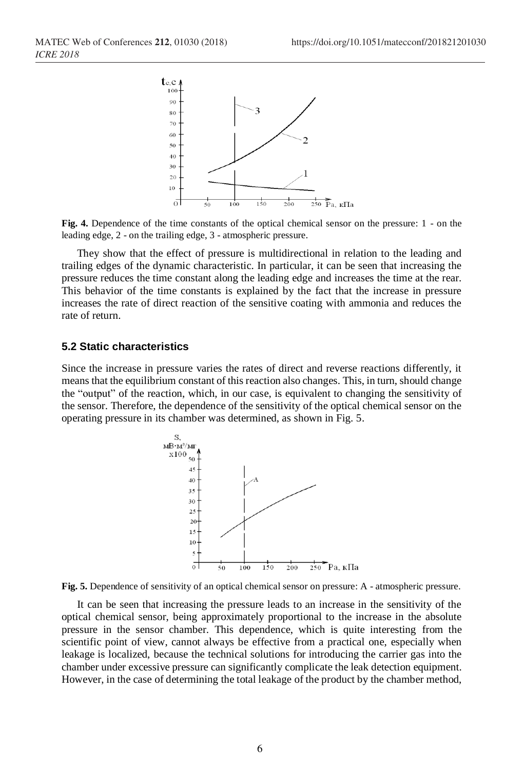**Fig. 4.** Dependence of the time constants of the optical chemical sensor on the pressure: 1 - on the leading edge, 2 - on the trailing edge, 3 - atmospheric pressure.

They show that the effect of pressure is multidirectional in relation to the leading and trailing edges of the dynamic characteristic. In particular, it can be seen that increasing the pressure reduces the time constant along the leading edge and increases the time at the rear. This behavior of the time constants is explained by the fact that the increase in pressure increases the rate of direct reaction of the sensitive coating with ammonia and reduces the rate of return.

### 5.2 Static characteristics

Since the increase in pressure varies the rates of direct and reverse reactions differently, it means that the equilibrium constant of this reaction also changes. This, in turn, should change the "output" of the reaction, which, in our case, is equivalent to changing the sensitivity of the sensor. Therefore, the dependence of the sensitivity of the optical chemical sensor on the operating pressure in its chamber was determined, as shown in Fig. 5.

**Fig. 5.** Dependence of sensitivity of an optical chemical sensor on pressure: A - atmospheric pressure.

It can be seen that increasing the pressure leads to an increase in the sensitivity of the optical chemical sensor, being approximately proportional to the increase in the absolute pressure in the sensor chamber. This dependence, which is quite interesting from the scientific point of view, cannot always be effective from a practical one, especially when leakage is localized, because the technical solutions for introducing the carrier gas into the chamber under excessive pressure can significantly complicate the leak detection equipment. However, in the case of determining the total leakage of the product by the chamber method,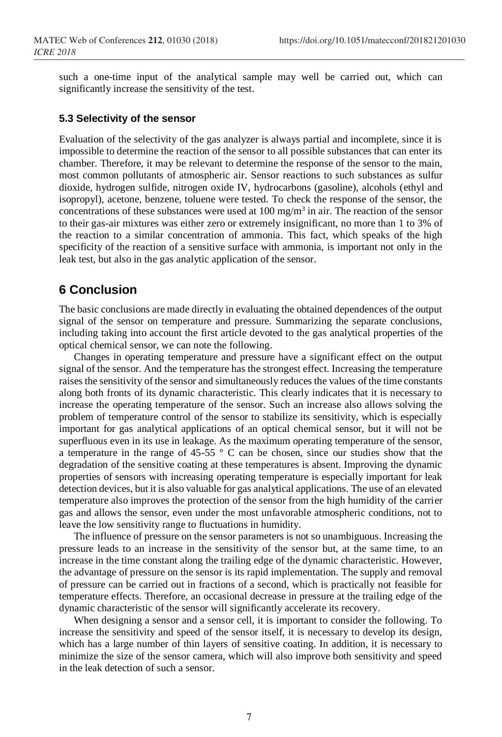such a one-time input of the analytical sample may well be carried out, which can significantly increase the sensitivity of the test.

### 5.3 Selectivity of the sensor

Evaluation of the selectivity of the gas analyzer is always partial and incomplete, since it is impossible to determine the reaction of the sensor to all possible substances that can enter its chamber. Therefore, it may be relevant to determine the response of the sensor to the main, most common pollutants of atmospheric air. Sensor reactions to such substances as sulfur dioxide, hydrogen sulfide, nitrogen oxide IV, hydrocarbons (gasoline), alcohols (ethyl and isopropyl), acetone, benzene, toluene were tested. To check the response of the sensor, the concentrations of these substances were used at 100 $mg/m^3$ in air. The reaction of the sensor to their gas-air mixtures was either zero or extremely insignificant, no more than 1 to 3% of the reaction to a similar concentration of ammonia. This fact, which speaks of the high specificity of the reaction of a sensitive surface with ammonia, is important not only in the leak test, but also in the gas analytic application of the sensor.

## 6 Conclusion

The basic conclusions are made directly in evaluating the obtained dependences of the output signal of the sensor on temperature and pressure. Summarizing the separate conclusions, including taking into account the first article devoted to the gas analytical properties of the optical chemical sensor, we can note the following.

Changes in operating temperature and pressure have a significant effect on the output signal of the sensor. And the temperature has the strongest effect. Increasing the temperature raises the sensitivity of the sensor and simultaneously reduces the values of the time constants along both fronts of its dynamic characteristic. This clearly indicates that it is necessary to increase the operating temperature of the sensor. Such an increase also allows solving the problem of temperature control of the sensor to stabilize its sensitivity, which is especially important for gas analytical applications of an optical chemical sensor, but it will not be superfluous even in its use in leakage. As the maximum operating temperature of the sensor, a temperature in the range of 45-55 ° C can be chosen, since our studies show that the degradation of the sensitive coating at these temperatures is absent. Improving the dynamic properties of sensors with increasing operating temperature is especially important for leak detection devices, but it is also valuable for gas analytical applications. The use of an elevated temperature also improves the protection of the sensor from the high humidity of the carrier gas and allows the sensor, even under the most unfavorable atmospheric conditions, not to leave the low sensitivity range to fluctuations in humidity.

The influence of pressure on the sensor parameters is not so unambiguous. Increasing the pressure leads to an increase in the sensitivity of the sensor but, at the same time, to an increase in the time constant along the trailing edge of the dynamic characteristic. However, the advantage of pressure on the sensor is its rapid implementation. The supply and removal of pressure can be carried out in fractions of a second, which is practically not feasible for temperature effects. Therefore, an occasional decrease in pressure at the trailing edge of the dynamic characteristic of the sensor will significantly accelerate its recovery.

When designing a sensor and a sensor cell, it is important to consider the following. To increase the sensitivity and speed of the sensor itself, it is necessary to develop its design, which has a large number of thin layers of sensitive coating. In addition, it is necessary to minimize the size of the sensor camera, which will also improve both sensitivity and speed in the leak detection of such a sensor.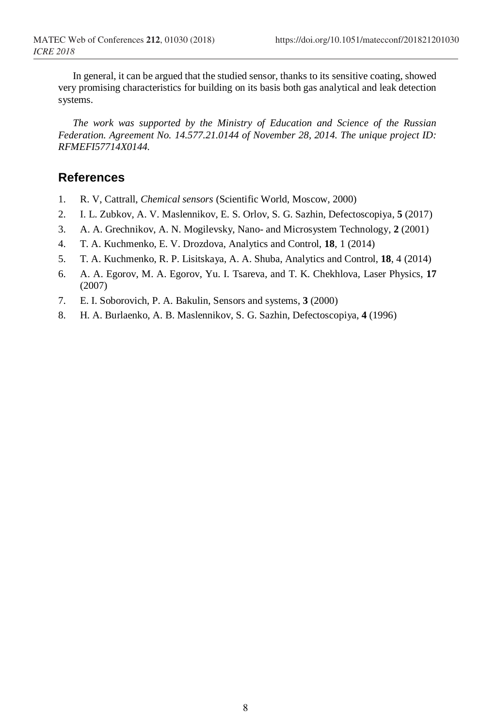In general, it can be argued that the studied sensor, thanks to its sensitive coating, showed very promising characteristics for building on its basis both gas analytical and leak detection systems.

*The work was supported by the Ministry of Education and Science of the Russian Federation. Agreement No. 14.577.21.0144 of November 28, 2014. The unique project ID: RFMEFI57714X0144.*

## References

1. R. V, Cattrall, *Chemical sensors* (Scientific World, Moscow, 2000)
2. I. L. Zubkov, A. V. Maslennikov, E. S. Orlov, S. G. Sazhin, Defectoscopiya, **5** (2017)
3. A. A. Grechnikov, A. N. Mogilevsky, Nano- and Microsystem Technology, **2** (2001)
4. T. A. Kuchmenko, E. V. Drozdova, Analytics and Control, **18**, 1 (2014)
5. T. A. Kuchmenko, R. P. Lisitskaya, A. A. Shuba, Analytics and Control, **18**, 4 (2014)
6. A. A. Egorov, M. A. Egorov, Yu. I. Tsareva, and T. K. Chekhlova, Laser Physics, **17** (2007)
7. E. I. Soborovich, P. A. Bakulin, Sensors and systems, **3** (2000)
8. H. A. Burlaenko, A. B. Maslennikov, S. G. Sazhin, Defectoscopiya, **4** (1996)